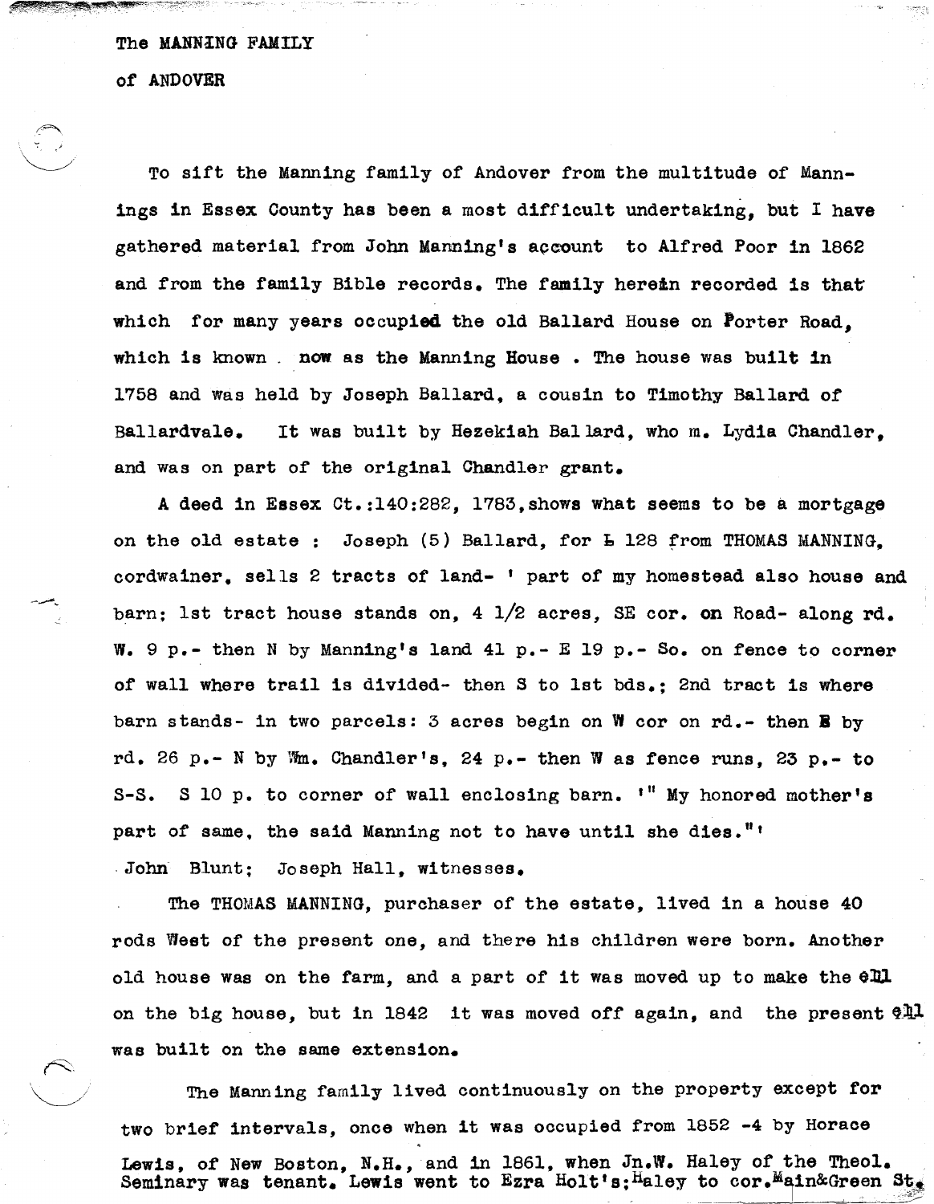The MANNING FAMILY

of ANDOVER

To sift the Manning family of Andover from the multitude of Mannings in Essex County has been a most difficult undertaking, but I have gathered material from John Manning's account to Alfred Poor in 1862 and from the family Bible records. The family herein recorded is that which for many years occupied the old Ballard House on Porter Road, which is known now as the Manning House. The house was built in 1758 and was held by Joseph Ballard, a cousin to Timothy Ballard of Ballardvale. It was built by Hezekiah Ballard, who m. Lydia Chandler, and was on part of the original Chandler grant.

A deed in Essex Ct.:140:282, 1783, shows what seems to be a mortgage on the old estate : Joseph (5) Ballard, for £ 128 from THOMAS MANNING, cordwainer, sells 2 tracts of land- ' part of my homestead also house and barn; 1st tract house stands on, 4 1/2 acres, SE cor. on Road- along rd. W. 9 p.- then N by Manning's land 41 p.- E 19 p.- So. on fence to corner of wall where trail is divided- then S to 1st bds.; 2nd tract is where barn stands- in two parcels: 3 acres begin on W cor on rd.- then E by rd. 26 p.- N by Wm. Chandler's, 24 p.- then W as fence runs, 23 p.- to S-S. S 10 p. to corner of wall enclosing barn. '" My honored mother's part of same, the said Manning not to have until she dies."'

John Blunt; Joseph Hall, witnesses.

The THOMAS MANNING, purchaser of the estate, lived in a house 40 rods West of the present one, and there his children were born. Another old house was on the farm, and a part of it was moved up to make the ell on the big house, but in 1842 it was moved off again, and the present ell was built on the same extension.

The Manning family lived continuously on the property except for two brief intervals, once when it was occupied from 1852 -4 by Horace Lewis, of New Boston, N.H., and in 1861, when Jn.W. Haley of the Theol. Seminary was tenant. Lewis went to Ezra Holt's; Haley to cor.Main&Green St.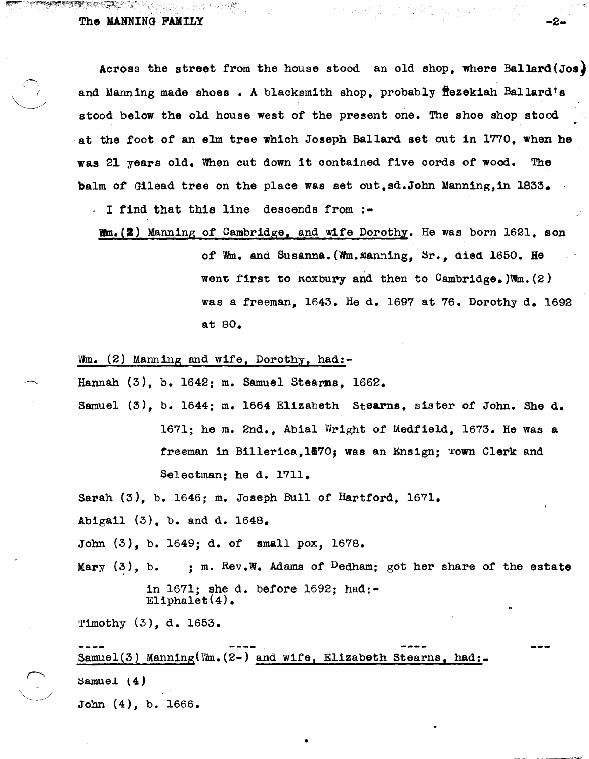Across the street from the house stood an old shop, where Ballard(Jos) and Manning made shoes . A blacksmith shop, probably Hezekiah Ballard's stood below the old house west of the present one. The shoe shop stood at the foot of an elm tree which Joseph Ballard set out in 1770, when he was 21 years old. When cut down it contained five cords of wood. The balm of Gilead tree on the place was set out,sd.John Manning,in 1833.

I find that this line descends from :-

<u>Wm.(2) Manning of Cambridge, and wife Dorothy</u>. He was born 1621, son of Wm. and Susanna.(Wm.Manning, Sr., died 1650. He went first to Roxbury and then to Cambridge.)Wm.(2) was a freeman, 1643. He d. 1697 at 76. Dorothy d. 1692 at 80.

<u>Wm. (2) Manning and wife, Dorothy, had:-</u>

Hannah (3), b. 1642; m. Samuel Stearns, 1662.

Samuel (3), b. 1644; m. 1664 Elizabeth Stearns, sister of John. She d. 1671; he m. 2nd., Abial Wright of Medfield, 1673. He was a freeman in Billerica,1870; was an Ensign; Town Clerk and Selectman; he d. 1711.

Sarah (3), b. 1646; m. Joseph Bull of Hartford, 1671.

Abigail (3), b. and d. 1648.

John (3), b. 1649; d. of small pox, 1678.

Mary (3), b. ; m. Rev.W. Adams of Dedham; got her share of the estate in 1671; she d. before 1692; had:-
Eliphalet(4).

Timothy (3), d. 1653.

---

<u>Samuel(3) Manning(Wm.(2-) and wife, Elizabeth Stearns, had:-</u>

Samuel (4)

John (4), b. 1666.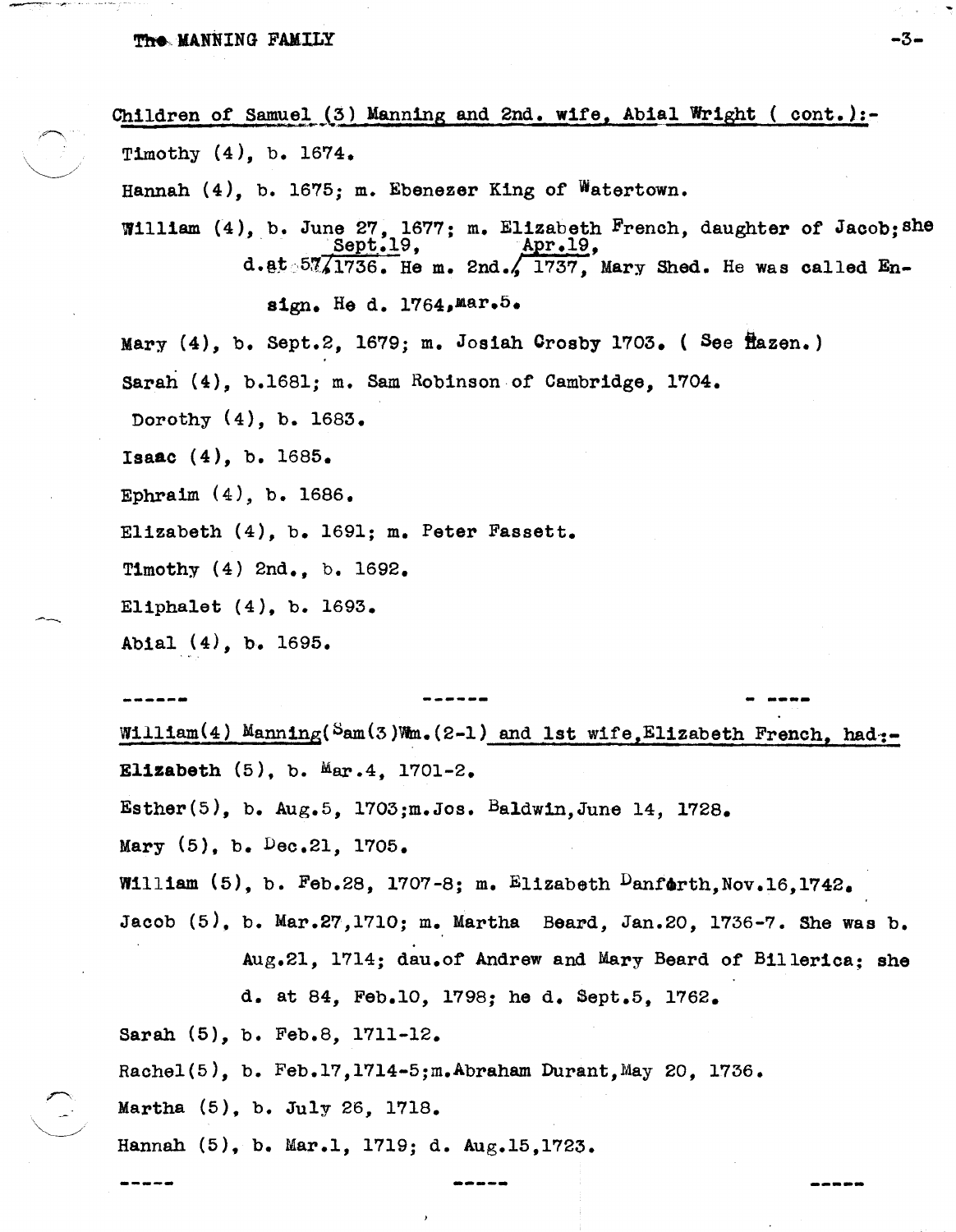Children of Samuel (3) Manning and 2nd. wife, Abial Wright ( cont.):-

Timothy (4), b. 1674.

Hannah (4), b. 1675; m. Ebenezer King of Watertown.

William (4), b. June 27, 1677; m. Elizabeth French, daughter of Jacob; she d. at 57, Sept.19, 1736. He m. 2nd., Apr.19, 1737, Mary Shed. He was called Ensign. He d. 1764, mar.5.

Mary (4), b. Sept.2, 1679; m. Josiah Crosby 1703. ( See Hazen.)

Sarah (4), b.1681; m. Sam Robinson of Cambridge, 1704.

Dorothy (4), b. 1683.

Isaac (4), b. 1685.

Ephraim (4), b. 1686.

Elizabeth (4), b. 1691; m. Peter Fassett.

Timothy (4) 2nd., b. 1692.

Eliphalet (4), b. 1693.

Abial (4), b. 1695.

------ ------ - ----

William(4) Manning(Sam(3)Wm.(2-1) and 1st wife, Elizabeth French, had:-

Elizabeth (5), b. Mar.4, 1701-2.

Esther(5), b. Aug.5, 1703; m. Jos. Baldwin, June 14, 1728.

Mary (5), b. Dec.21, 1705.

William (5), b. Feb.28, 1707-8; m. Elizabeth Danforth, Nov.16, 1742.

Jacob (5), b. Mar.27, 1710; m. Martha Beard, Jan.20, 1736-7. She was b. Aug.21, 1714; dau. of Andrew and Mary Beard of Billerica; she d. at 84, Feb.10, 1798; he d. Sept.5, 1762.

Sarah (5), b. Feb.8, 1711-12.

Rachel(5), b. Feb.17, 1714-5; m. Abraham Durant, May 20, 1736.

Martha (5), b. July 26, 1718.

Hannah (5), b. Mar.1, 1719; d. Aug.15, 1723.

----- ----- -----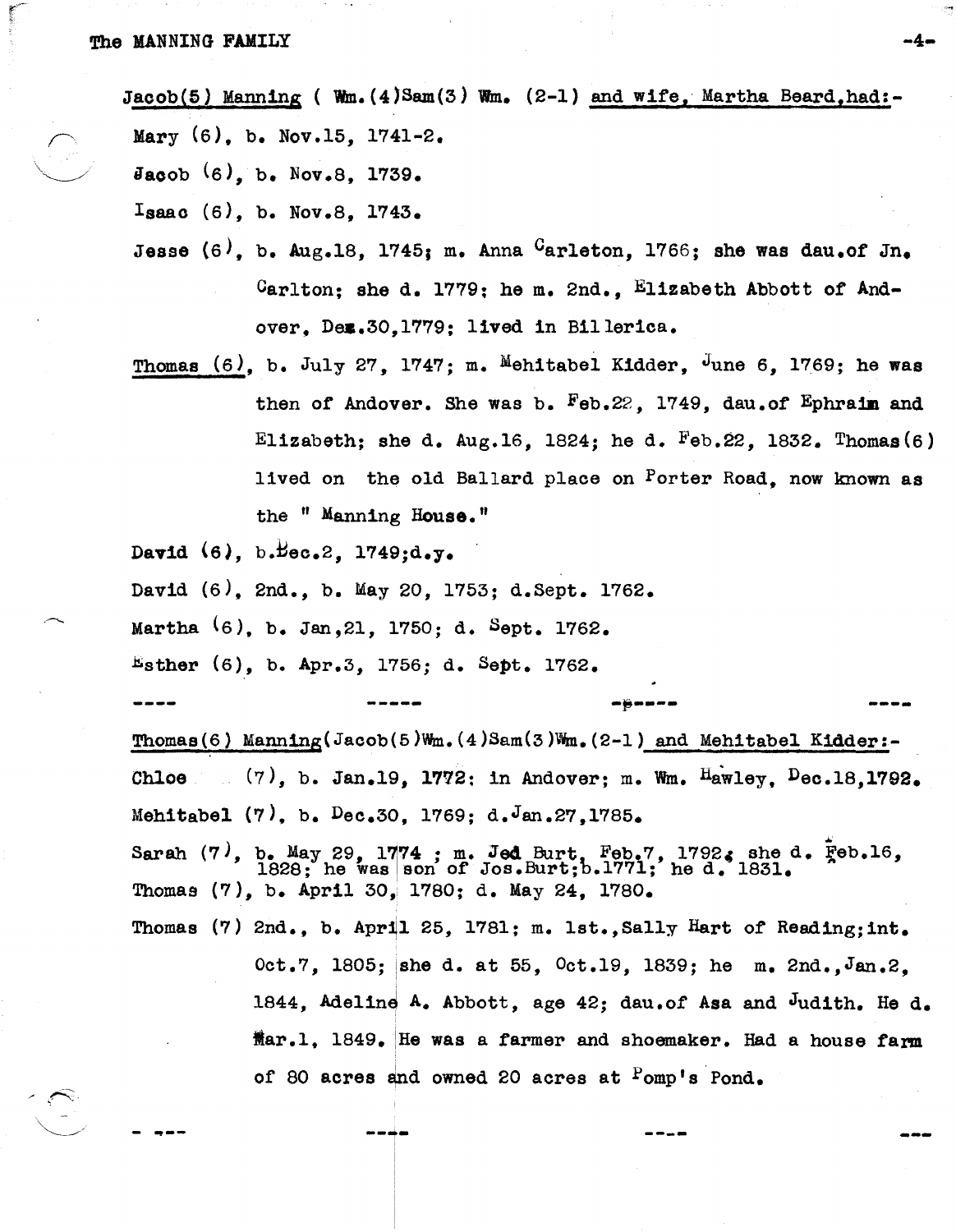Jacob(5) Manning ( Wm.(4)Sam(3) Wm. (2-1) and wife, Martha Beard,had:-

Mary (6), b. Nov.15, 1741-2.

Jacob (6), b. Nov.8, 1739.

Isaac (6), b. Nov.8, 1743.

Jesse (6), b. Aug.18, 1745; m. Anna Carleton, 1766; she was dau.of Jn. Carlton; she d. 1779; he m. 2nd., Elizabeth Abbott of Andover, Dec.30,1779; lived in Billerica.

Thomas (6), b. July 27, 1747; m. Mehitabel Kidder, June 6, 1769; he was then of Andover. She was b. Feb.22, 1749, dau.of Ephraim and Elizabeth; she d. Aug.16, 1824; he d. Feb.22, 1832. Thomas(6) lived on the old Ballard place on Porter Road, now known as the " Manning House."

David (6), b.Dec.2, 1749;d.y.

David (6), 2nd., b. May 20, 1753; d.Sept. 1762.

Martha (6), b. Jan,21, 1750; d. Sept. 1762.

Esther (6), b. Apr.3, 1756; d. Sept. 1762.

---

Thomas(6) Manning(Jacob(5)Wm.(4)Sam(3)Wm.(2-1) and Mehitabel Kidder:-

Chloe (7), b. Jan.19, 1772: in Andover; m. Wm. Hawley, Dec.18,1792.

Mehitabel (7), b. Dec.30, 1769; d.Jan.27,1785.

Sarah (7), b. May 29, 1774 ; m. Jed Burt, Feb.7, 1792; she d. Feb.16, 1828; he was son of Jos.Burt;b.1771; he d. 1831.

Thomas (7), b. April 30, 1780; d. May 24, 1780.

Thomas (7) 2nd., b. April 25, 1781; m. 1st.,Sally Hart of Reading;int. Oct.7, 1805; she d. at 55, Oct.19, 1839; he m. 2nd.,Jan.2, 1844, Adeline A. Abbott, age 42; dau.of Asa and Judith. He d. Mar.1, 1849. He was a farmer and shoemaker. Had a house farm of 80 acres and owned 20 acres at Pomp's Pond.

---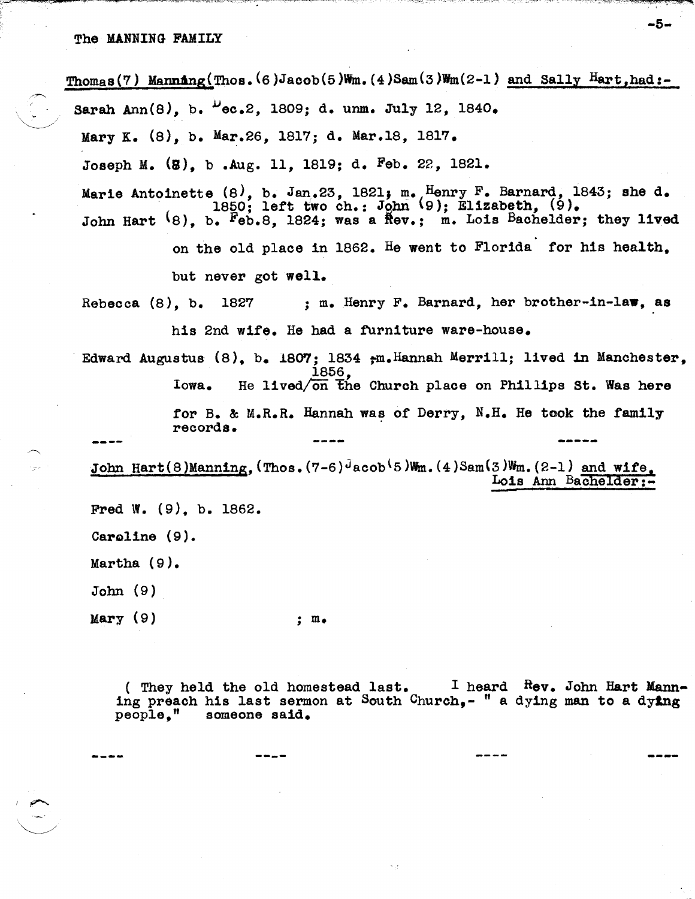The MANNING FAMILY

Thomas(7) Manning(Thos.(6)Jacob(5)Wm.(4)Sam(3)Wm(2-1) and Sally Hart,had:-

Sarah Ann(8), b. Dec.2, 1809; d. unm. July 12, 1840.

Mary K. (8), b. Mar.26, 1817; d. Mar.18, 1817.

Joseph M. (8), b .Aug. 11, 1819; d. Feb. 22, 1821.

Marie Antoinette (8), b. Jan.23, 1821; m. Henry F. Barnard, 1843; she d. 1850; left two ch.: John (9); Elizabeth, (9).

John Hart (8), b. Feb.8, 1824; was a Rev.; m. Lois Bachelder; they lived on the old place in 1862. He went to Florida for his health, but never got well.

Rebecca (8), b. 1827 ; m. Henry F. Barnard, her brother-in-law, as his 2nd wife. He had a furniture ware-house.

Edward Augustus (8), b. 1807; 1834 m.Hannah Merrill; lived in Manchester, Iowa. He lived/on the Church place on Phillips St. 1856, Was here for B. & M.R.R. Hannah was of Derry, N.H. He took the family records.

---- ---- -----

John Hart(8)Manning,(Thos.(7-6)Jacob(5)Wm.(4)Sam(3)Wm.(2-1) and wife, Lois Ann Bachelder:-

Fred W. (9), b. 1862.

Caroline (9).

Martha (9).

John (9)

Mary (9) ; m.

( They held the old homestead last. I heard Rev. John Hart Manning preach his last sermon at South Church,- " a dying man to a dying people," someone said.

---- ---- ---- ----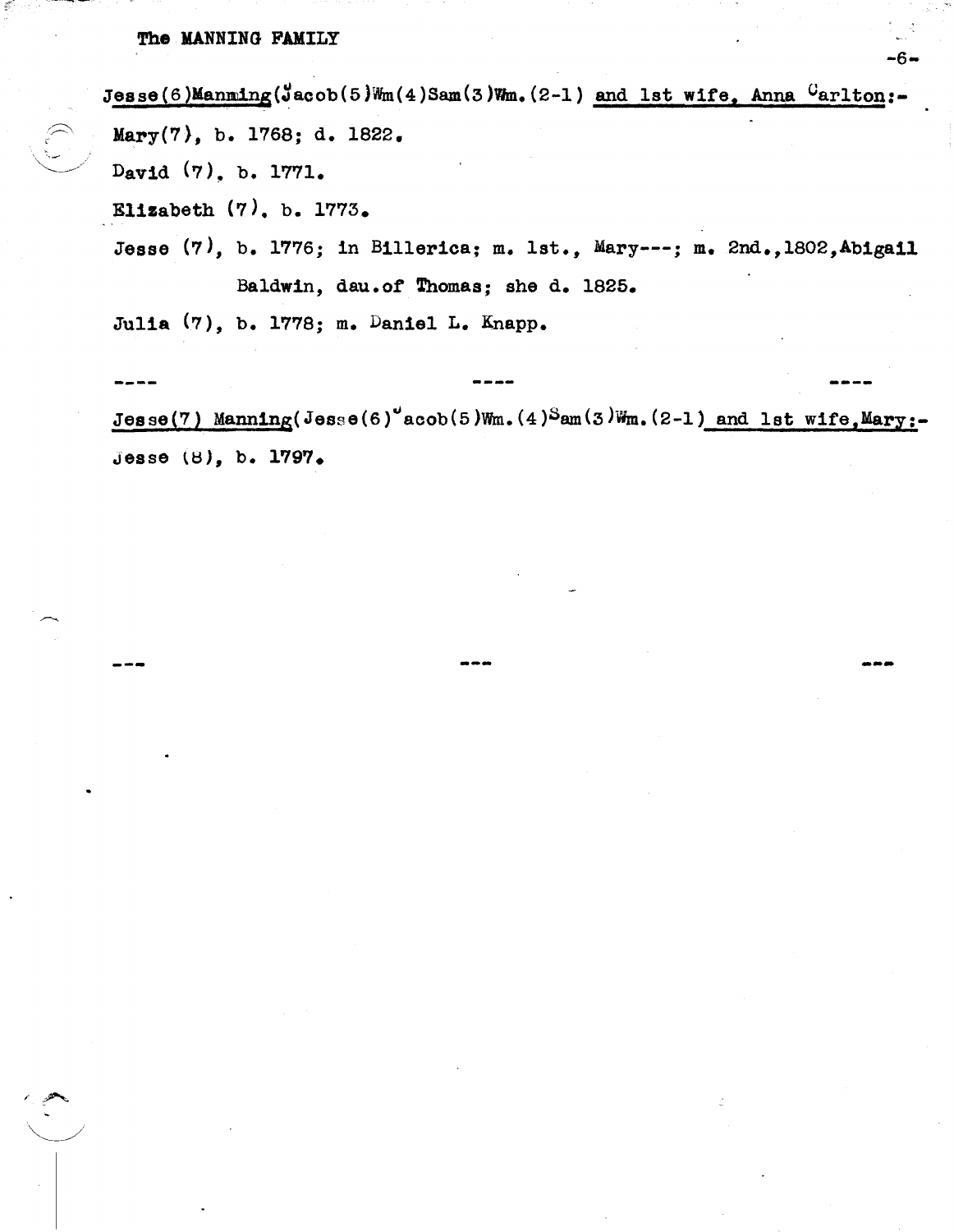The MANNING FAMILY

Jesse(6)Manning(Jacob(5)Wm(4)Sam(3)Wm.(2-1) and 1st wife, Anna Carlton:-

Mary(7), b. 1768; d. 1822.

David (7), b. 1771.

Elizabeth (7), b. 1773.

Jesse (7), b. 1776; in Billerica; m. 1st., Mary---; m. 2nd.,1802,Abigail Baldwin, dau.of Thomas; she d. 1825.

Julia (7), b. 1778; m. Daniel L. Knapp.

---- ---- ----

Jesse(7) Manning(Jesse(6)Jacob(5)Wm.(4)Sam(3)Wm.(2-1) and 1st wife,Mary:-

Jesse (8), b. 1797.

--- --- ---